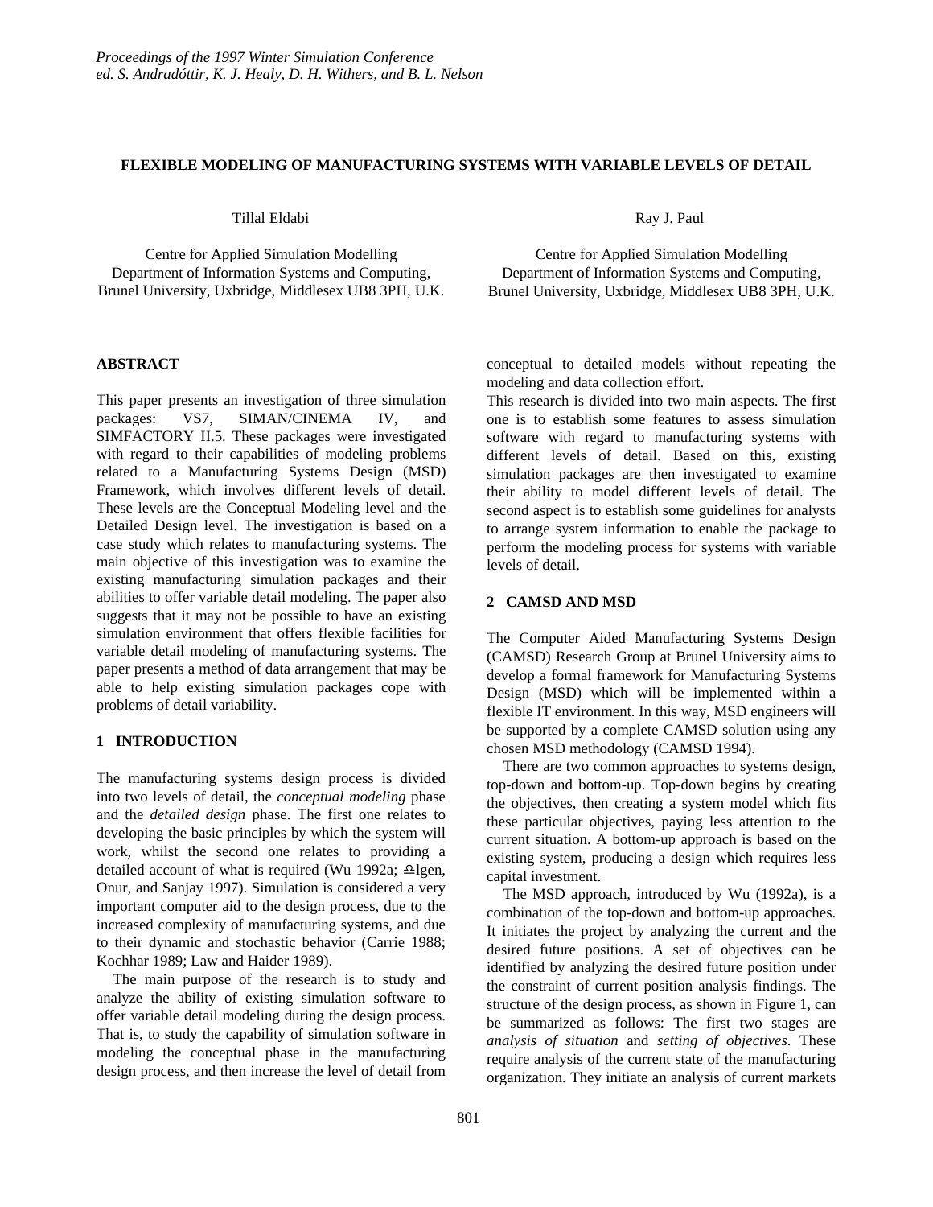*Proceedings of the 1997 Winter Simulation Conference*
*ed. S. Andradóttir, K. J. Healy, D. H. Withers, and B. L. Nelson*

# FLEXIBLE MODELING OF MANUFACTURING SYSTEMS WITH VARIABLE LEVELS OF DETAIL

Tillal Eldabi

Centre for Applied Simulation Modelling
Department of Information Systems and Computing,
Brunel University, Uxbridge, Middlesex UB8 3PH, U.K.

Ray J. Paul

Centre for Applied Simulation Modelling
Department of Information Systems and Computing,
Brunel University, Uxbridge, Middlesex UB8 3PH, U.K.

## ABSTRACT

This paper presents an investigation of three simulation packages: VS7, SIMAN/CINEMA IV, and SIMFACTORY II.5. These packages were investigated with regard to their capabilities of modeling problems related to a Manufacturing Systems Design (MSD) Framework, which involves different levels of detail. These levels are the Conceptual Modeling level and the Detailed Design level. The investigation is based on a case study which relates to manufacturing systems. The main objective of this investigation was to examine the existing manufacturing simulation packages and their abilities to offer variable detail modeling. The paper also suggests that it may not be possible to have an existing simulation environment that offers flexible facilities for variable detail modeling of manufacturing systems. The paper presents a method of data arrangement that may be able to help existing simulation packages cope with problems of detail variability.

## 1 INTRODUCTION

The manufacturing systems design process is divided into two levels of detail, the *conceptual modeling* phase and the *detailed design* phase. The first one relates to developing the basic principles by which the system will work, whilst the second one relates to providing a detailed account of what is required (Wu 1992a; Ülgen, Onur, and Sanjay 1997). Simulation is considered a very important computer aid to the design process, due to the increased complexity of manufacturing systems, and due to their dynamic and stochastic behavior (Carrie 1988; Kochhar 1989; Law and Haider 1989).

The main purpose of the research is to study and analyze the ability of existing simulation software to offer variable detail modeling during the design process. That is, to study the capability of simulation software in modeling the conceptual phase in the manufacturing design process, and then increase the level of detail from conceptual to detailed models without repeating the modeling and data collection effort.

This research is divided into two main aspects. The first one is to establish some features to assess simulation software with regard to manufacturing systems with different levels of detail. Based on this, existing simulation packages are then investigated to examine their ability to model different levels of detail. The second aspect is to establish some guidelines for analysts to arrange system information to enable the package to perform the modeling process for systems with variable levels of detail.

## 2 CAMSD AND MSD

The Computer Aided Manufacturing Systems Design (CAMSD) Research Group at Brunel University aims to develop a formal framework for Manufacturing Systems Design (MSD) which will be implemented within a flexible IT environment. In this way, MSD engineers will be supported by a complete CAMSD solution using any chosen MSD methodology (CAMSD 1994).

There are two common approaches to systems design, top-down and bottom-up. Top-down begins by creating the objectives, then creating a system model which fits these particular objectives, paying less attention to the current situation. A bottom-up approach is based on the existing system, producing a design which requires less capital investment.

The MSD approach, introduced by Wu (1992a), is a combination of the top-down and bottom-up approaches. It initiates the project by analyzing the current and the desired future positions. A set of objectives can be identified by analyzing the desired future position under the constraint of current position analysis findings. The structure of the design process, as shown in Figure 1, can be summarized as follows: The first two stages are *analysis of situation* and *setting of objectives*. These require analysis of the current state of the manufacturing organization. They initiate an analysis of current markets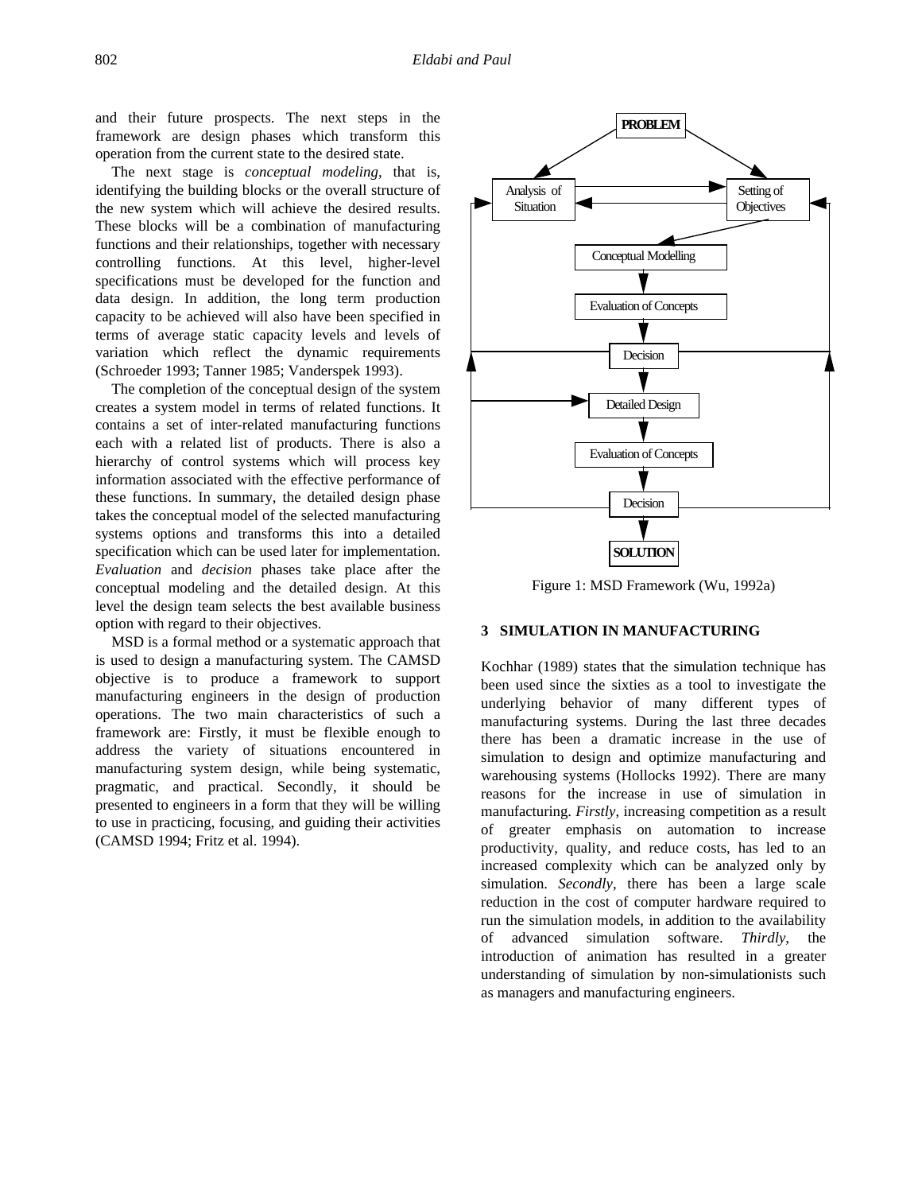and their future prospects. The next steps in the framework are design phases which transform this operation from the current state to the desired state.

The next stage is *conceptual modeling*, that is, identifying the building blocks or the overall structure of the new system which will achieve the desired results. These blocks will be a combination of manufacturing functions and their relationships, together with necessary controlling functions. At this level, higher-level specifications must be developed for the function and data design. In addition, the long term production capacity to be achieved will also have been specified in terms of average static capacity levels and levels of variation which reflect the dynamic requirements (Schroeder 1993; Tanner 1985; Vanderspek 1993).

The completion of the conceptual design of the system creates a system model in terms of related functions. It contains a set of inter-related manufacturing functions each with a related list of products. There is also a hierarchy of control systems which will process key information associated with the effective performance of these functions. In summary, the detailed design phase takes the conceptual model of the selected manufacturing systems options and transforms this into a detailed specification which can be used later for implementation. *Evaluation* and *decision* phases take place after the conceptual modeling and the detailed design. At this level the design team selects the best available business option with regard to their objectives.

MSD is a formal method or a systematic approach that is used to design a manufacturing system. The CAMSD objective is to produce a framework to support manufacturing engineers in the design of production operations. The two main characteristics of such a framework are: Firstly, it must be flexible enough to address the variety of situations encountered in manufacturing system design, while being systematic, pragmatic, and practical. Secondly, it should be presented to engineers in a form that they will be willing to use in practicing, focusing, and guiding their activities (CAMSD 1994; Fritz et al. 1994).

PROBLEM

Analysis of Situation

Setting of Objectives

Conceptual Modelling

Evaluation of Concepts

Decision

Detailed Design

Evaluation of Concepts

Decision

SOLUTION

Figure 1: MSD Framework (Wu, 1992a)

## 3 SIMULATION IN MANUFACTURING

Kochhar (1989) states that the simulation technique has been used since the sixties as a tool to investigate the underlying behavior of many different types of manufacturing systems. During the last three decades there has been a dramatic increase in the use of simulation to design and optimize manufacturing and warehousing systems (Hollocks 1992). There are many reasons for the increase in use of simulation in manufacturing. *Firstly*, increasing competition as a result of greater emphasis on automation to increase productivity, quality, and reduce costs, has led to an increased complexity which can be analyzed only by simulation. *Secondly*, there has been a large scale reduction in the cost of computer hardware required to run the simulation models, in addition to the availability of advanced simulation software. *Thirdly*, the introduction of animation has resulted in a greater understanding of simulation by non-simulationists such as managers and manufacturing engineers.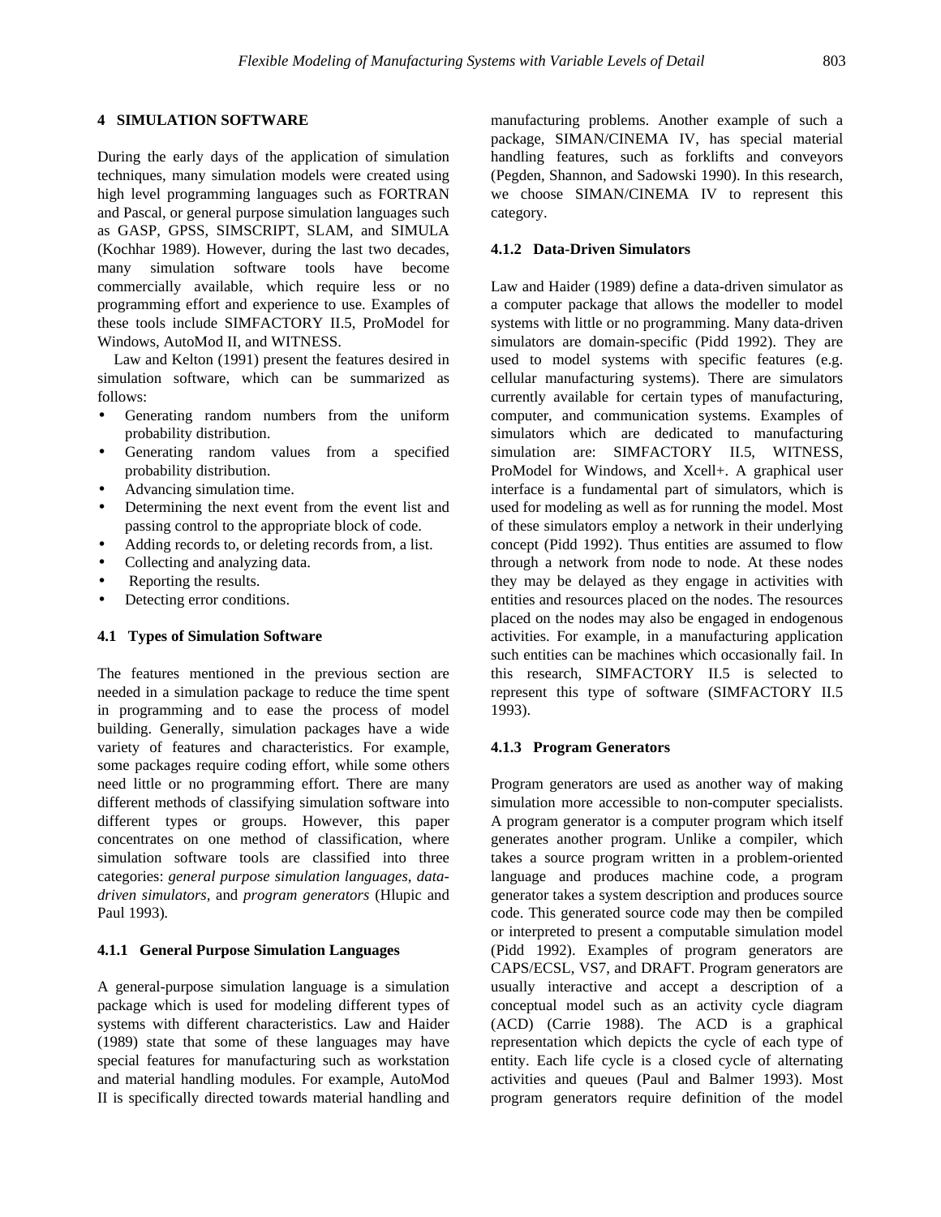## 4 SIMULATION SOFTWARE

During the early days of the application of simulation techniques, many simulation models were created using high level programming languages such as FORTRAN and Pascal, or general purpose simulation languages such as GASP, GPSS, SIMSCRIPT, SLAM, and SIMULA (Kochhar 1989). However, during the last two decades, many simulation software tools have become commercially available, which require less or no programming effort and experience to use. Examples of these tools include SIMFACTORY II.5, ProModel for Windows, AutoMod II, and WITNESS.

Law and Kelton (1991) present the features desired in simulation software, which can be summarized as follows:

- Generating random numbers from the uniform probability distribution.
- Generating random values from a specified probability distribution.
- Advancing simulation time.
- Determining the next event from the event list and passing control to the appropriate block of code.
- Adding records to, or deleting records from, a list.
- Collecting and analyzing data.
- Reporting the results.
- Detecting error conditions.

### 4.1 Types of Simulation Software

The features mentioned in the previous section are needed in a simulation package to reduce the time spent in programming and to ease the process of model building. Generally, simulation packages have a wide variety of features and characteristics. For example, some packages require coding effort, while some others need little or no programming effort. There are many different methods of classifying simulation software into different types or groups. However, this paper concentrates on one method of classification, where simulation software tools are classified into three categories: *general purpose simulation languages*, *data-driven simulators*, and *program generators* (Hlupic and Paul 1993).

#### 4.1.1 General Purpose Simulation Languages

A general-purpose simulation language is a simulation package which is used for modeling different types of systems with different characteristics. Law and Haider (1989) state that some of these languages may have special features for manufacturing such as workstation and material handling modules. For example, AutoMod II is specifically directed towards material handling and manufacturing problems. Another example of such a package, SIMAN/CINEMA IV, has special material handling features, such as forklifts and conveyors (Pegden, Shannon, and Sadowski 1990). In this research, we choose SIMAN/CINEMA IV to represent this category.

#### 4.1.2 Data-Driven Simulators

Law and Haider (1989) define a data-driven simulator as a computer package that allows the modeller to model systems with little or no programming. Many data-driven simulators are domain-specific (Pidd 1992). They are used to model systems with specific features (e.g. cellular manufacturing systems). There are simulators currently available for certain types of manufacturing, computer, and communication systems. Examples of simulators which are dedicated to manufacturing simulation are: SIMFACTORY II.5, WITNESS, ProModel for Windows, and Xcell+. A graphical user interface is a fundamental part of simulators, which is used for modeling as well as for running the model. Most of these simulators employ a network in their underlying concept (Pidd 1992). Thus entities are assumed to flow through a network from node to node. At these nodes they may be delayed as they engage in activities with entities and resources placed on the nodes. The resources placed on the nodes may also be engaged in endogenous activities. For example, in a manufacturing application such entities can be machines which occasionally fail. In this research, SIMFACTORY II.5 is selected to represent this type of software (SIMFACTORY II.5 1993).

#### 4.1.3 Program Generators

Program generators are used as another way of making simulation more accessible to non-computer specialists. A program generator is a computer program which itself generates another program. Unlike a compiler, which takes a source program written in a problem-oriented language and produces machine code, a program generator takes a system description and produces source code. This generated source code may then be compiled or interpreted to present a computable simulation model (Pidd 1992). Examples of program generators are CAPS/ECSL, VS7, and DRAFT. Program generators are usually interactive and accept a description of a conceptual model such as an activity cycle diagram (ACD) (Carrie 1988). The ACD is a graphical representation which depicts the cycle of each type of entity. Each life cycle is a closed cycle of alternating activities and queues (Paul and Balmer 1993). Most program generators require definition of the model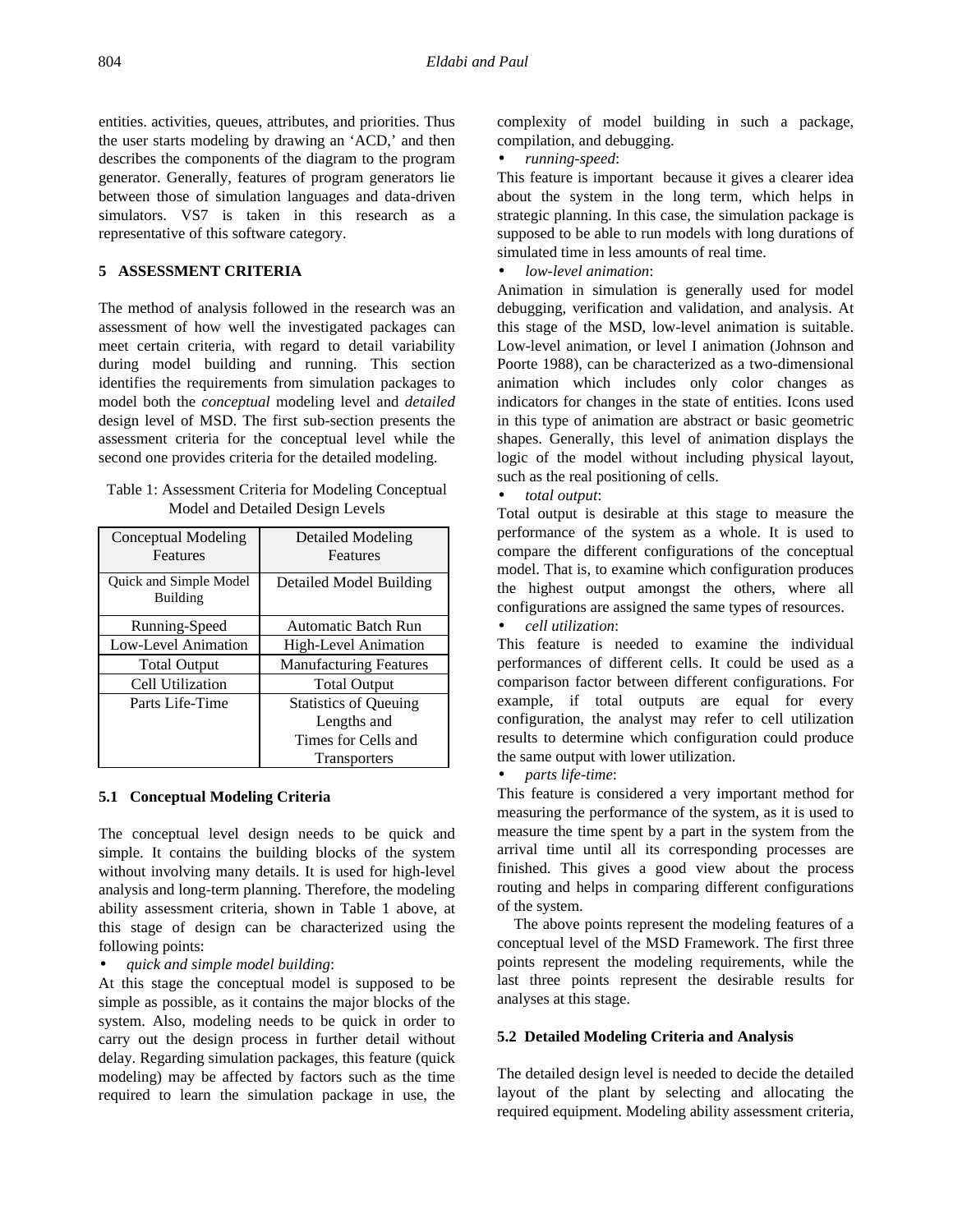entities. activities, queues, attributes, and priorities. Thus the user starts modeling by drawing an 'ACD,' and then describes the components of the diagram to the program generator. Generally, features of program generators lie between those of simulation languages and data-driven simulators. VS7 is taken in this research as a representative of this software category.

## 5 ASSESSMENT CRITERIA

The method of analysis followed in the research was an assessment of how well the investigated packages can meet certain criteria, with regard to detail variability during model building and running. This section identifies the requirements from simulation packages to model both the *conceptual* modeling level and *detailed* design level of MSD. The first sub-section presents the assessment criteria for the conceptual level while the second one provides criteria for the detailed modeling.

Table 1: Assessment Criteria for Modeling Conceptual Model and Detailed Design Levels

| Conceptual Modeling Features | Detailed Modeling Features |
|---|---|
| Quick and Simple Model Building | Detailed Model Building |
| Running-Speed | Automatic Batch Run |
| Low-Level Animation | High-Level Animation |
| Total Output | Manufacturing Features |
| Cell Utilization | Total Output |
| Parts Life-Time | Statistics of Queuing Lengths and Times for Cells and Transporters |

### 5.1 Conceptual Modeling Criteria

The conceptual level design needs to be quick and simple. It contains the building blocks of the system without involving many details. It is used for high-level analysis and long-term planning. Therefore, the modeling ability assessment criteria, shown in Table 1 above, at this stage of design can be characterized using the following points:

- *quick and simple model building*:

At this stage the conceptual model is supposed to be simple as possible, as it contains the major blocks of the system. Also, modeling needs to be quick in order to carry out the design process in further detail without delay. Regarding simulation packages, this feature (quick modeling) may be affected by factors such as the time required to learn the simulation package in use, the complexity of model building in such a package, compilation, and debugging.

- *running-speed*:

This feature is important because it gives a clearer idea about the system in the long term, which helps in strategic planning. In this case, the simulation package is supposed to be able to run models with long durations of simulated time in less amounts of real time.

- *low-level animation*:

Animation in simulation is generally used for model debugging, verification and validation, and analysis. At this stage of the MSD, low-level animation is suitable. Low-level animation, or level I animation (Johnson and Poorte 1988), can be characterized as a two-dimensional animation which includes only color changes as indicators for changes in the state of entities. Icons used in this type of animation are abstract or basic geometric shapes. Generally, this level of animation displays the logic of the model without including physical layout, such as the real positioning of cells.

- *total output*:

Total output is desirable at this stage to measure the performance of the system as a whole. It is used to compare the different configurations of the conceptual model. That is, to examine which configuration produces the highest output amongst the others, where all configurations are assigned the same types of resources.

- *cell utilization*:

This feature is needed to examine the individual performances of different cells. It could be used as a comparison factor between different configurations. For example, if total outputs are equal for every configuration, the analyst may refer to cell utilization results to determine which configuration could produce the same output with lower utilization.

- *parts life-time*:

This feature is considered a very important method for measuring the performance of the system, as it is used to measure the time spent by a part in the system from the arrival time until all its corresponding processes are finished. This gives a good view about the process routing and helps in comparing different configurations of the system.

The above points represent the modeling features of a conceptual level of the MSD Framework. The first three points represent the modeling requirements, while the last three points represent the desirable results for analyses at this stage.

### 5.2 Detailed Modeling Criteria and Analysis

The detailed design level is needed to decide the detailed layout of the plant by selecting and allocating the required equipment. Modeling ability assessment criteria,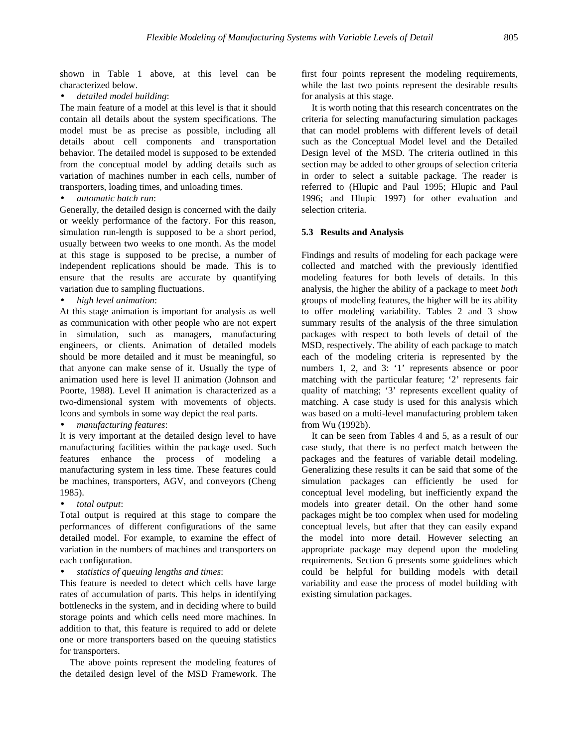shown in Table 1 above, at this level can be characterized below.

- *detailed model building*:

The main feature of a model at this level is that it should contain all details about the system specifications. The model must be as precise as possible, including all details about cell components and transportation behavior. The detailed model is supposed to be extended from the conceptual model by adding details such as variation of machines number in each cells, number of transporters, loading times, and unloading times.

- *automatic batch run*:

Generally, the detailed design is concerned with the daily or weekly performance of the factory. For this reason, simulation run-length is supposed to be a short period, usually between two weeks to one month. As the model at this stage is supposed to be precise, a number of independent replications should be made. This is to ensure that the results are accurate by quantifying variation due to sampling fluctuations.

- *high level animation*:

At this stage animation is important for analysis as well as communication with other people who are not expert in simulation, such as managers, manufacturing engineers, or clients. Animation of detailed models should be more detailed and it must be meaningful, so that anyone can make sense of it. Usually the type of animation used here is level II animation (Johnson and Poorte, 1988). Level II animation is characterized as a two-dimensional system with movements of objects. Icons and symbols in some way depict the real parts.

- *manufacturing features*:

It is very important at the detailed design level to have manufacturing facilities within the package used. Such features enhance the process of modeling a manufacturing system in less time. These features could be machines, transporters, AGV, and conveyors (Cheng 1985).

- *total output*:

Total output is required at this stage to compare the performances of different configurations of the same detailed model. For example, to examine the effect of variation in the numbers of machines and transporters on each configuration.

- *statistics of queuing lengths and times*:

This feature is needed to detect which cells have large rates of accumulation of parts. This helps in identifying bottlenecks in the system, and in deciding where to build storage points and which cells need more machines. In addition to that, this feature is required to add or delete one or more transporters based on the queuing statistics for transporters.

The above points represent the modeling features of the detailed design level of the MSD Framework. The first four points represent the modeling requirements, while the last two points represent the desirable results for analysis at this stage.

It is worth noting that this research concentrates on the criteria for selecting manufacturing simulation packages that can model problems with different levels of detail such as the Conceptual Model level and the Detailed Design level of the MSD. The criteria outlined in this section may be added to other groups of selection criteria in order to select a suitable package. The reader is referred to (Hlupic and Paul 1995; Hlupic and Paul 1996; and Hlupic 1997) for other evaluation and selection criteria.

### 5.3 Results and Analysis

Findings and results of modeling for each package were collected and matched with the previously identified modeling features for both levels of details. In this analysis, the higher the ability of a package to meet *both* groups of modeling features, the higher will be its ability to offer modeling variability. Tables 2 and 3 show summary results of the analysis of the three simulation packages with respect to both levels of detail of the MSD, respectively. The ability of each package to match each of the modeling criteria is represented by the numbers 1, 2, and 3: '1' represents absence or poor matching with the particular feature; '2' represents fair quality of matching; '3' represents excellent quality of matching. A case study is used for this analysis which was based on a multi-level manufacturing problem taken from Wu (1992b).

It can be seen from Tables 4 and 5, as a result of our case study, that there is no perfect match between the packages and the features of variable detail modeling. Generalizing these results it can be said that some of the simulation packages can efficiently be used for conceptual level modeling, but inefficiently expand the models into greater detail. On the other hand some packages might be too complex when used for modeling conceptual levels, but after that they can easily expand the model into more detail. However selecting an appropriate package may depend upon the modeling requirements. Section 6 presents some guidelines which could be helpful for building models with detail variability and ease the process of model building with existing simulation packages.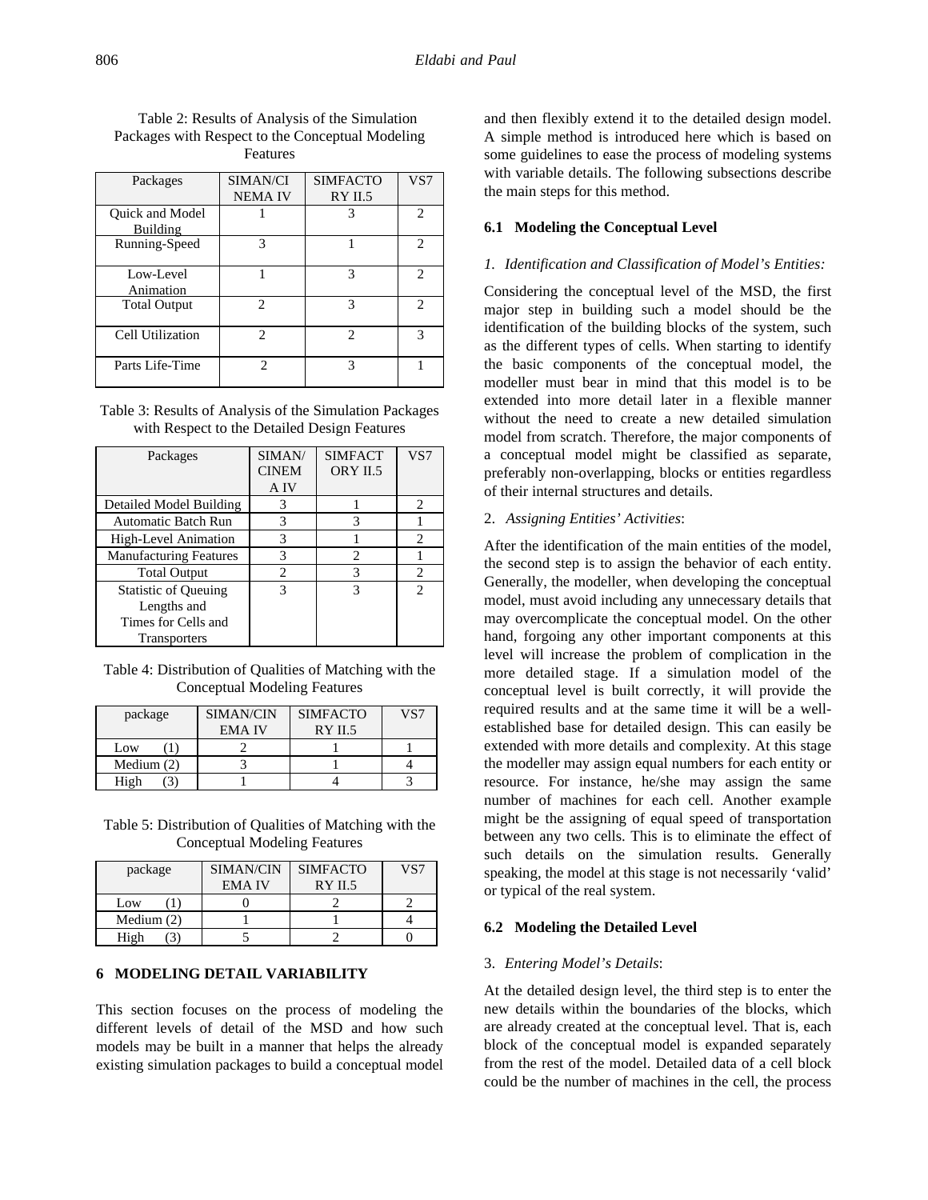Table 2: Results of Analysis of the Simulation Packages with Respect to the Conceptual Modeling Features

| Packages | SIMAN/CINEMA IV | SIMFACTORY II.5 | VS7 |
|---|---|---|---|
| Quick and Model Building | 1 | 3 | 2 |
| Running-Speed | 3 | 1 | 2 |
| Low-Level Animation | 1 | 3 | 2 |
| Total Output | 2 | 3 | 2 |
| Cell Utilization | 2 | 2 | 3 |
| Parts Life-Time | 2 | 3 | 1 |

Table 3: Results of Analysis of the Simulation Packages with Respect to the Detailed Design Features

| Packages | SIMAN/CINEMA IV | SIMFACTORY II.5 | VS7 |
|---|---|---|---|
| Detailed Model Building | 3 | 1 | 2 |
| Automatic Batch Run | 3 | 3 | 1 |
| High-Level Animation | 3 | 1 | 2 |
| Manufacturing Features | 3 | 2 | 1 |
| Total Output | 2 | 3 | 2 |
| Statistic of Queuing Lengths and Times for Cells and Transporters | 3 | 3 | 2 |

Table 4: Distribution of Qualities of Matching with the Conceptual Modeling Features

| package | SIMAN/CINEMA IV | SIMFACTORY II.5 | VS7 |
|---|---|---|---|
| Low (1) | 2 | 1 | 1 |
| Medium (2) | 3 | 1 | 4 |
| High (3) | 1 | 4 | 3 |

Table 5: Distribution of Qualities of Matching with the Conceptual Modeling Features

| package | SIMAN/CINEMA IV | SIMFACTORY II.5 | VS7 |
|---|---|---|---|
| Low (1) | 0 | 2 | 2 |
| Medium (2) | 1 | 1 | 4 |
| High (3) | 5 | 2 | 0 |

## 6 MODELING DETAIL VARIABILITY

This section focuses on the process of modeling the different levels of detail of the MSD and how such models may be built in a manner that helps the already existing simulation packages to build a conceptual model and then flexibly extend it to the detailed design model. A simple method is introduced here which is based on some guidelines to ease the process of modeling systems with variable details. The following subsections describe the main steps for this method.

### 6.1 Modeling the Conceptual Level

*1. Identification and Classification of Model's Entities:*

Considering the conceptual level of the MSD, the first major step in building such a model should be the identification of the building blocks of the system, such as the different types of cells. When starting to identify the basic components of the conceptual model, the modeller must bear in mind that this model is to be extended into more detail later in a flexible manner without the need to create a new detailed simulation model from scratch. Therefore, the major components of a conceptual model might be classified as separate, preferably non-overlapping, blocks or entities regardless of their internal structures and details.

2. *Assigning Entities' Activities*:

After the identification of the main entities of the model, the second step is to assign the behavior of each entity. Generally, the modeller, when developing the conceptual model, must avoid including any unnecessary details that may overcomplicate the conceptual model. On the other hand, forgoing any other important components at this level will increase the problem of complication in the more detailed stage. If a simulation model of the conceptual level is built correctly, it will provide the required results and at the same time it will be a well-established base for detailed design. This can easily be extended with more details and complexity. At this stage the modeller may assign equal numbers for each entity or resource. For instance, he/she may assign the same number of machines for each cell. Another example might be the assigning of equal speed of transportation between any two cells. This is to eliminate the effect of such details on the simulation results. Generally speaking, the model at this stage is not necessarily 'valid' or typical of the real system.

### 6.2 Modeling the Detailed Level

3. *Entering Model's Details*:

At the detailed design level, the third step is to enter the new details within the boundaries of the blocks, which are already created at the conceptual level. That is, each block of the conceptual model is expanded separately from the rest of the model. Detailed data of a cell block could be the number of machines in the cell, the process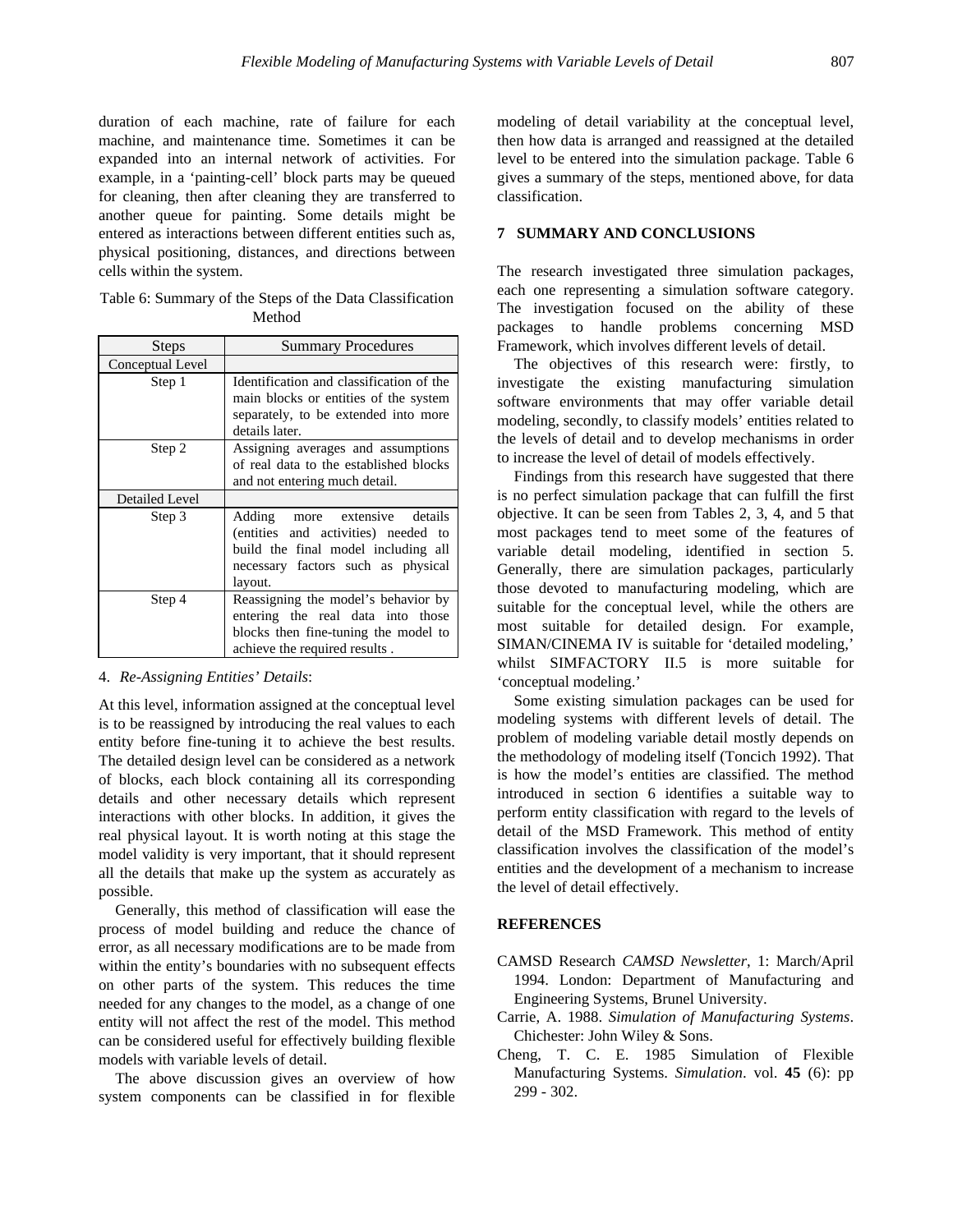duration of each machine, rate of failure for each machine, and maintenance time. Sometimes it can be expanded into an internal network of activities. For example, in a 'painting-cell' block parts may be queued for cleaning, then after cleaning they are transferred to another queue for painting. Some details might be entered as interactions between different entities such as, physical positioning, distances, and directions between cells within the system.

Table 6: Summary of the Steps of the Data Classification Method

| Steps | Summary Procedures |
| --- | --- |
| Conceptual Level | |
| Step 1 | Identification and classification of the main blocks or entities of the system separately, to be extended into more details later. |
| Step 2 | Assigning averages and assumptions of real data to the established blocks and not entering much detail. |
| Detailed Level | |
| Step 3 | Adding more extensive details (entities and activities) needed to build the final model including all necessary factors such as physical layout. |
| Step 4 | Reassigning the model's behavior by entering the real data into those blocks then fine-tuning the model to achieve the required results . |

4. *Re-Assigning Entities' Details*:

At this level, information assigned at the conceptual level is to be reassigned by introducing the real values to each entity before fine-tuning it to achieve the best results. The detailed design level can be considered as a network of blocks, each block containing all its corresponding details and other necessary details which represent interactions with other blocks. In addition, it gives the real physical layout. It is worth noting at this stage the model validity is very important, that it should represent all the details that make up the system as accurately as possible.

Generally, this method of classification will ease the process of model building and reduce the chance of error, as all necessary modifications are to be made from within the entity's boundaries with no subsequent effects on other parts of the system. This reduces the time needed for any changes to the model, as a change of one entity will not affect the rest of the model. This method can be considered useful for effectively building flexible models with variable levels of detail.

The above discussion gives an overview of how system components can be classified in for flexible modeling of detail variability at the conceptual level, then how data is arranged and reassigned at the detailed level to be entered into the simulation package. Table 6 gives a summary of the steps, mentioned above, for data classification.

## 7 SUMMARY AND CONCLUSIONS

The research investigated three simulation packages, each one representing a simulation software category. The investigation focused on the ability of these packages to handle problems concerning MSD Framework, which involves different levels of detail.

The objectives of this research were: firstly, to investigate the existing manufacturing simulation software environments that may offer variable detail modeling, secondly, to classify models' entities related to the levels of detail and to develop mechanisms in order to increase the level of detail of models effectively.

Findings from this research have suggested that there is no perfect simulation package that can fulfill the first objective. It can be seen from Tables 2, 3, 4, and 5 that most packages tend to meet some of the features of variable detail modeling, identified in section 5. Generally, there are simulation packages, particularly those devoted to manufacturing modeling, which are suitable for the conceptual level, while the others are most suitable for detailed design. For example, SIMAN/CINEMA IV is suitable for 'detailed modeling,' whilst SIMFACTORY II.5 is more suitable for 'conceptual modeling.'

Some existing simulation packages can be used for modeling systems with different levels of detail. The problem of modeling variable detail mostly depends on the methodology of modeling itself (Toncich 1992). That is how the model's entities are classified. The method introduced in section 6 identifies a suitable way to perform entity classification with regard to the levels of detail of the MSD Framework. This method of entity classification involves the classification of the model's entities and the development of a mechanism to increase the level of detail effectively.

## REFERENCES

CAMSD Research *CAMSD Newsletter*, 1: March/April 1994. London: Department of Manufacturing and Engineering Systems, Brunel University.

Carrie, A. 1988. *Simulation of Manufacturing Systems*. Chichester: John Wiley & Sons.

Cheng, T. C. E. 1985 Simulation of Flexible Manufacturing Systems. *Simulation*. vol. **45** (6): pp 299 - 302.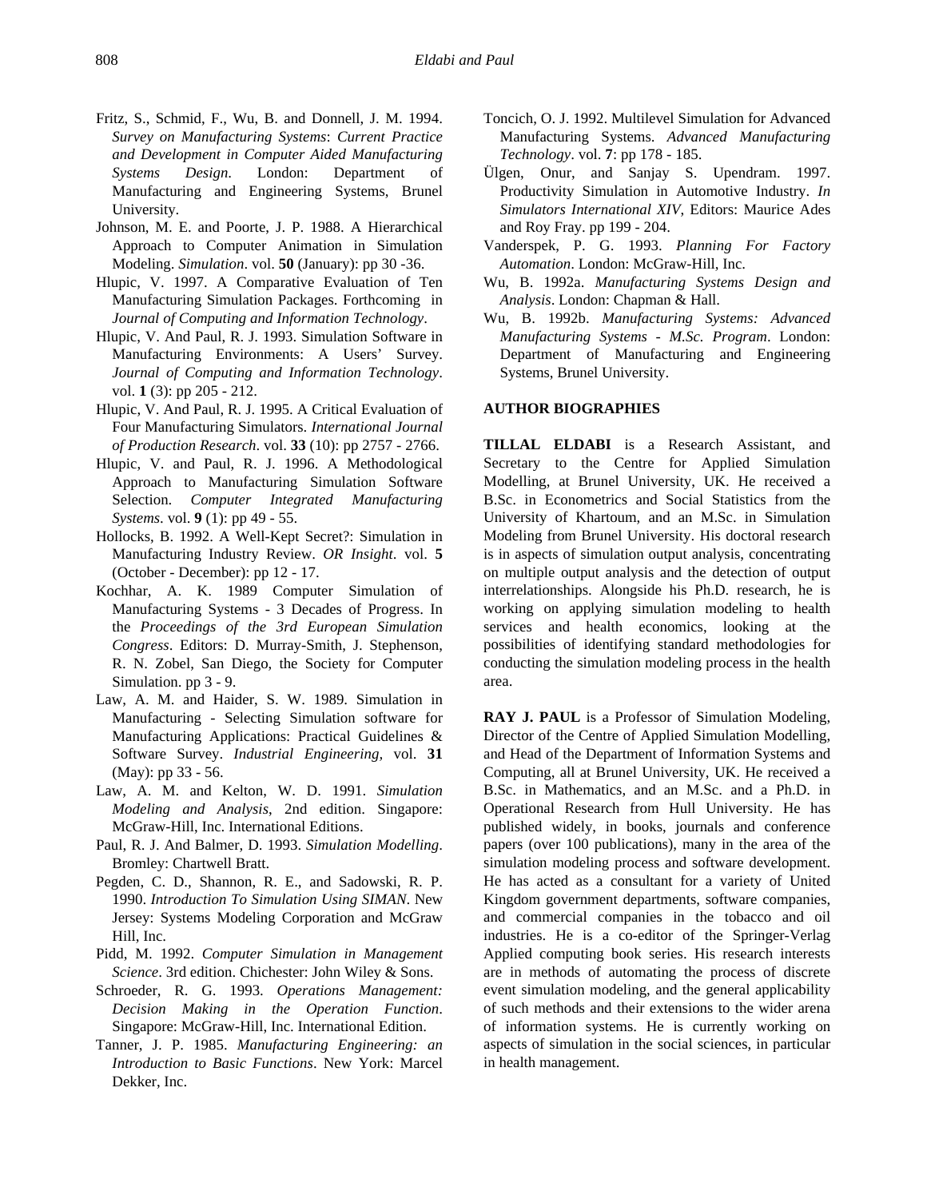Fritz, S., Schmid, F., Wu, B. and Donnell, J. M. 1994. *Survey on Manufacturing Systems*: *Current Practice and Development in Computer Aided Manufacturing Systems Design*. London: Department of Manufacturing and Engineering Systems, Brunel University.

Johnson, M. E. and Poorte, J. P. 1988. A Hierarchical Approach to Computer Animation in Simulation Modeling. *Simulation*. vol. **50** (January): pp 30 -36.

Hlupic, V. 1997. A Comparative Evaluation of Ten Manufacturing Simulation Packages. Forthcoming in *Journal of Computing and Information Technology*.

Hlupic, V. And Paul, R. J. 1993. Simulation Software in Manufacturing Environments: A Users' Survey. *Journal of Computing and Information Technology*. vol. **1** (3): pp 205 - 212.

Hlupic, V. And Paul, R. J. 1995. A Critical Evaluation of Four Manufacturing Simulators. *International Journal of Production Research*. vol. **33** (10): pp 2757 - 2766.

Hlupic, V. and Paul, R. J. 1996. A Methodological Approach to Manufacturing Simulation Software Selection. *Computer Integrated Manufacturing Systems*. vol. **9** (1): pp 49 - 55.

Hollocks, B. 1992. A Well-Kept Secret?: Simulation in Manufacturing Industry Review. *OR Insight*. vol. **5** (October - December): pp 12 - 17.

Kochhar, A. K. 1989 Computer Simulation of Manufacturing Systems - 3 Decades of Progress. In the *Proceedings of the 3rd European Simulation Congress*. Editors: D. Murray-Smith, J. Stephenson, R. N. Zobel, San Diego, the Society for Computer Simulation. pp 3 - 9.

Law, A. M. and Haider, S. W. 1989. Simulation in Manufacturing - Selecting Simulation software for Manufacturing Applications: Practical Guidelines & Software Survey. *Industrial Engineering,* vol. **31** (May): pp 33 - 56.

Law, A. M. and Kelton, W. D. 1991. *Simulation Modeling and Analysis*, 2nd edition. Singapore: McGraw-Hill, Inc. International Editions.

Paul, R. J. And Balmer, D. 1993. *Simulation Modelling*. Bromley: Chartwell Bratt.

Pegden, C. D., Shannon, R. E., and Sadowski, R. P. 1990. *Introduction To Simulation Using SIMAN*. New Jersey: Systems Modeling Corporation and McGraw Hill, Inc.

Pidd, M. 1992. *Computer Simulation in Management Science*. 3rd edition. Chichester: John Wiley & Sons.

Schroeder, R. G. 1993. *Operations Management: Decision Making in the Operation Function*. Singapore: McGraw-Hill, Inc. International Edition.

Tanner, J. P. 1985. *Manufacturing Engineering: an Introduction to Basic Functions*. New York: Marcel Dekker, Inc.

Toncich, O. J. 1992. Multilevel Simulation for Advanced Manufacturing Systems. *Advanced Manufacturing Technology*. vol. **7**: pp 178 - 185.

Ülgen, Onur, and Sanjay S. Upendram. 1997. Productivity Simulation in Automotive Industry. *In Simulators International XIV*, Editors: Maurice Ades and Roy Fray. pp 199 - 204.

Vanderspek, P. G. 1993. *Planning For Factory Automation*. London: McGraw-Hill, Inc.

Wu, B. 1992a. *Manufacturing Systems Design and Analysis*. London: Chapman & Hall.

Wu, B. 1992b. *Manufacturing Systems: Advanced Manufacturing Systems - M.Sc. Program*. London: Department of Manufacturing and Engineering Systems, Brunel University.

## AUTHOR BIOGRAPHIES

**TILLAL ELDABI** is a Research Assistant, and Secretary to the Centre for Applied Simulation Modelling, at Brunel University, UK. He received a B.Sc. in Econometrics and Social Statistics from the University of Khartoum, and an M.Sc. in Simulation Modeling from Brunel University. His doctoral research is in aspects of simulation output analysis, concentrating on multiple output analysis and the detection of output interrelationships. Alongside his Ph.D. research, he is working on applying simulation modeling to health services and health economics, looking at the possibilities of identifying standard methodologies for conducting the simulation modeling process in the health area.

**RAY J. PAUL** is a Professor of Simulation Modeling, Director of the Centre of Applied Simulation Modelling, and Head of the Department of Information Systems and Computing, all at Brunel University, UK. He received a B.Sc. in Mathematics, and an M.Sc. and a Ph.D. in Operational Research from Hull University. He has published widely, in books, journals and conference papers (over 100 publications), many in the area of the simulation modeling process and software development. He has acted as a consultant for a variety of United Kingdom government departments, software companies, and commercial companies in the tobacco and oil industries. He is a co-editor of the Springer-Verlag Applied computing book series. His research interests are in methods of automating the process of discrete event simulation modeling, and the general applicability of such methods and their extensions to the wider arena of information systems. He is currently working on aspects of simulation in the social sciences, in particular in health management.